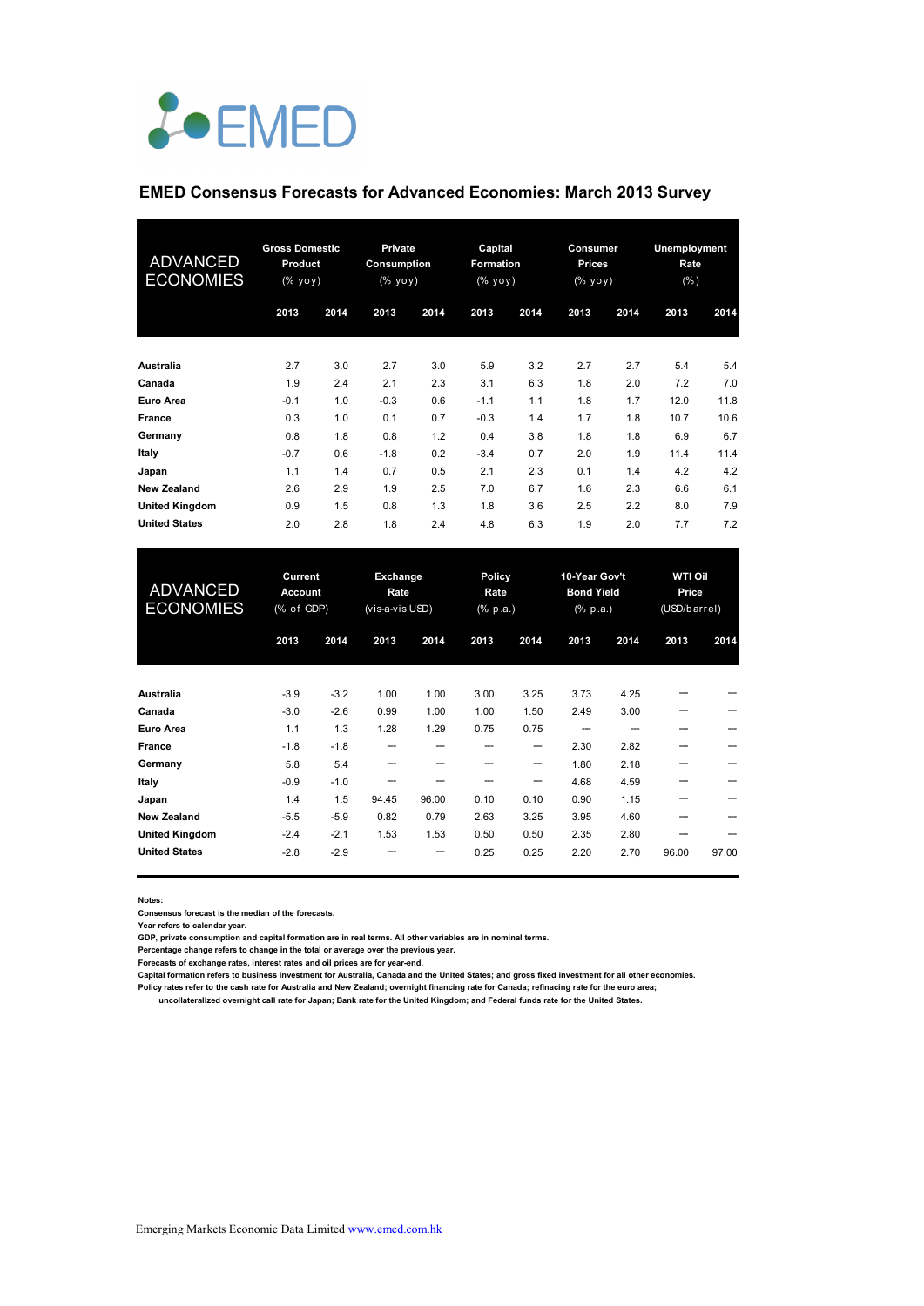EMED

## EMED Consensus Forecasts for Advanced Economies: March 2013 Survey

| ADVANCED ECONOMIES | Gross Domestic Product (% yoy) | | Private Consumption (% yoy) | | Capital Formation (% yoy) | | Consumer Prices (% yoy) | | Unemployment Rate (%) | |
|---|---|---|---|---|---|---|---|---|---|---|
| | 2013 | 2014 | 2013 | 2014 | 2013 | 2014 | 2013 | 2014 | 2013 | 2014 |
| **Australia** | 2.7 | 3.0 | 2.7 | 3.0 | 5.9 | 3.2 | 2.7 | 2.7 | 5.4 | 5.4 |
| **Canada** | 1.9 | 2.4 | 2.1 | 2.3 | 3.1 | 6.3 | 1.8 | 2.0 | 7.2 | 7.0 |
| **Euro Area** | -0.1 | 1.0 | -0.3 | 0.6 | -1.1 | 1.1 | 1.8 | 1.7 | 12.0 | 11.8 |
| **France** | 0.3 | 1.0 | 0.1 | 0.7 | -0.3 | 1.4 | 1.7 | 1.8 | 10.7 | 10.6 |
| **Germany** | 0.8 | 1.8 | 0.8 | 1.2 | 0.4 | 3.8 | 1.8 | 1.8 | 6.9 | 6.7 |
| **Italy** | -0.7 | 0.6 | -1.8 | 0.2 | -3.4 | 0.7 | 2.0 | 1.9 | 11.4 | 11.4 |
| **Japan** | 1.1 | 1.4 | 0.7 | 0.5 | 2.1 | 2.3 | 0.1 | 1.4 | 4.2 | 4.2 |
| **New Zealand** | 2.6 | 2.9 | 1.9 | 2.5 | 7.0 | 6.7 | 1.6 | 2.3 | 6.6 | 6.1 |
| **United Kingdom** | 0.9 | 1.5 | 0.8 | 1.3 | 1.8 | 3.6 | 2.5 | 2.2 | 8.0 | 7.9 |
| **United States** | 2.0 | 2.8 | 1.8 | 2.4 | 4.8 | 6.3 | 1.9 | 2.0 | 7.7 | 7.2 |

| ADVANCED ECONOMIES | Current Account (% of GDP) | | Exchange Rate (vis-a-vis USD) | | Policy Rate (% p.a.) | | 10-Year Gov't Bond Yield (% p.a.) | | WTI Oil Price (USD/barrel) | |
|---|---|---|---|---|---|---|---|---|---|---|
| | 2013 | 2014 | 2013 | 2014 | 2013 | 2014 | 2013 | 2014 | 2013 | 2014 |
| **Australia** | -3.9 | -3.2 | 1.00 | 1.00 | 3.00 | 3.25 | 3.73 | 4.25 | --- | --- |
| **Canada** | -3.0 | -2.6 | 0.99 | 1.00 | 1.00 | 1.50 | 2.49 | 3.00 | --- | --- |
| **Euro Area** | 1.1 | 1.3 | 1.28 | 1.29 | 0.75 | 0.75 | --- | --- | --- | --- |
| **France** | -1.8 | -1.8 | --- | --- | --- | --- | 2.30 | 2.82 | --- | --- |
| **Germany** | 5.8 | 5.4 | --- | --- | --- | --- | 1.80 | 2.18 | --- | --- |
| **Italy** | -0.9 | -1.0 | --- | --- | --- | --- | 4.68 | 4.59 | --- | --- |
| **Japan** | 1.4 | 1.5 | 94.45 | 96.00 | 0.10 | 0.10 | 0.90 | 1.15 | --- | --- |
| **New Zealand** | -5.5 | -5.9 | 0.82 | 0.79 | 2.63 | 3.25 | 3.95 | 4.60 | --- | --- |
| **United Kingdom** | -2.4 | -2.1 | 1.53 | 1.53 | 0.50 | 0.50 | 2.35 | 2.80 | --- | --- |
| **United States** | -2.8 | -2.9 | --- | --- | 0.25 | 0.25 | 2.20 | 2.70 | 96.00 | 97.00 |

**Notes:**
Consensus forecast is the median of the forecasts.
Year refers to calendar year.
GDP, private consumption and capital formation are in real terms. All other variables are in nominal terms.
Percentage change refers to change in the total or average over the previous year.
Forecasts of exchange rates, interest rates and oil prices are for year-end.
Capital formation refers to business investment for Australia, Canada and the United States; and gross fixed investment for all other economies.
Policy rates refer to the cash rate for Australia and New Zealand; overnight financing rate for Canada; refinacing rate for the euro area;
uncollateralized overnight call rate for Japan; Bank rate for the United Kingdom; and Federal funds rate for the United States.

Emerging Markets Economic Data Limited www.emed.com.hk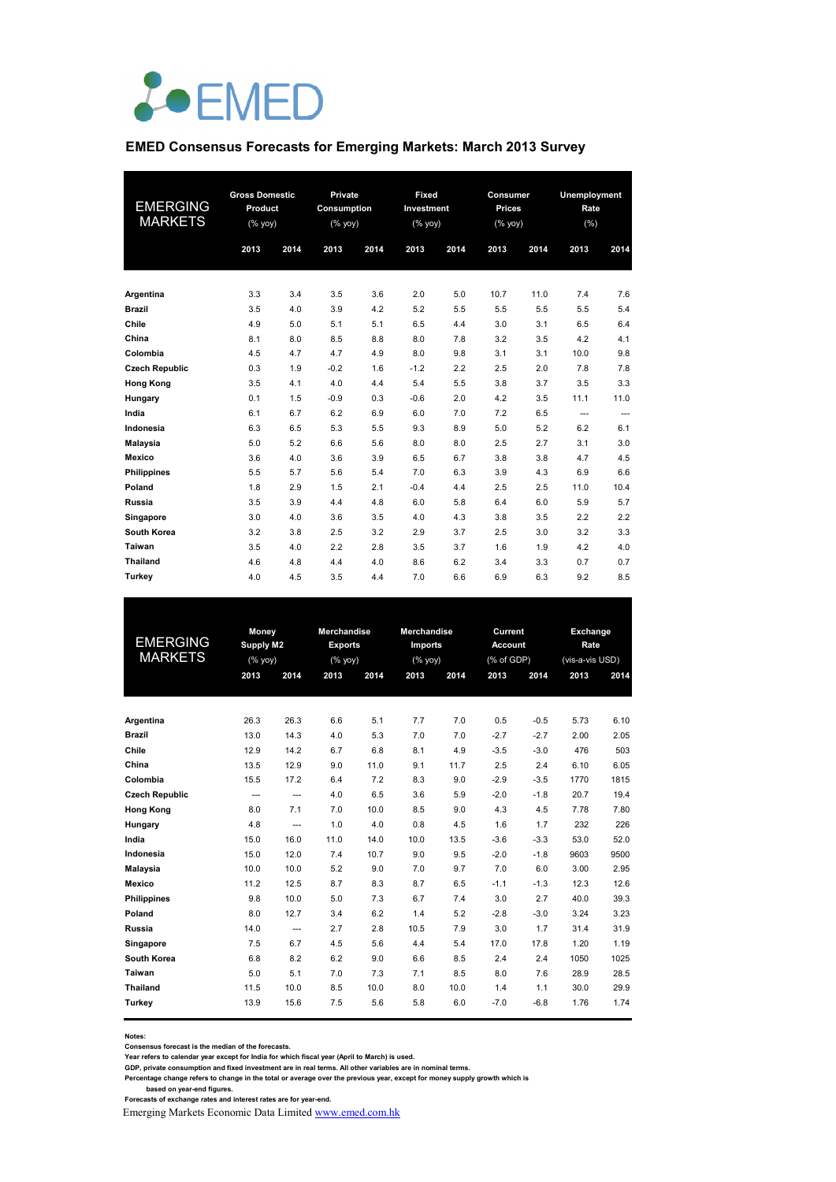EMED

## EMED Consensus Forecasts for Emerging Markets: March 2013 Survey

| EMERGING MARKETS | Gross Domestic Product (% yoy) | | Private Consumption (% yoy) | | Fixed Investment (% yoy) | | Consumer Prices (% yoy) | | Unemployment Rate (%) | |
|---|---|---|---|---|---|---|---|---|---|---|
| | 2013 | 2014 | 2013 | 2014 | 2013 | 2014 | 2013 | 2014 | 2013 | 2014 |
| **Argentina** | 3.3 | 3.4 | 3.5 | 3.6 | 2.0 | 5.0 | 10.7 | 11.0 | 7.4 | 7.6 |
| **Brazil** | 3.5 | 4.0 | 3.9 | 4.2 | 5.2 | 5.5 | 5.5 | 5.5 | 5.5 | 5.4 |
| **Chile** | 4.9 | 5.0 | 5.1 | 5.1 | 6.5 | 4.4 | 3.0 | 3.1 | 6.5 | 6.4 |
| **China** | 8.1 | 8.0 | 8.5 | 8.8 | 8.0 | 7.8 | 3.2 | 3.5 | 4.2 | 4.1 |
| **Colombia** | 4.5 | 4.7 | 4.7 | 4.9 | 8.0 | 9.8 | 3.1 | 3.1 | 10.0 | 9.8 |
| **Czech Republic** | 0.3 | 1.9 | -0.2 | 1.6 | -1.2 | 2.2 | 2.5 | 2.0 | 7.8 | 7.8 |
| **Hong Kong** | 3.5 | 4.1 | 4.0 | 4.4 | 5.4 | 5.5 | 3.8 | 3.7 | 3.5 | 3.3 |
| **Hungary** | 0.1 | 1.5 | -0.9 | 0.3 | -0.6 | 2.0 | 4.2 | 3.5 | 11.1 | 11.0 |
| **India** | 6.1 | 6.7 | 6.2 | 6.9 | 6.0 | 7.0 | 7.2 | 6.5 | --- | --- |
| **Indonesia** | 6.3 | 6.5 | 5.3 | 5.5 | 9.3 | 8.9 | 5.0 | 5.2 | 6.2 | 6.1 |
| **Malaysia** | 5.0 | 5.2 | 6.6 | 5.6 | 8.0 | 8.0 | 2.5 | 2.7 | 3.1 | 3.0 |
| **Mexico** | 3.6 | 4.0 | 3.6 | 3.9 | 6.5 | 6.7 | 3.8 | 3.8 | 4.7 | 4.5 |
| **Philippines** | 5.5 | 5.7 | 5.6 | 5.4 | 7.0 | 6.3 | 3.9 | 4.3 | 6.9 | 6.6 |
| **Poland** | 1.8 | 2.9 | 1.5 | 2.1 | -0.4 | 4.4 | 2.5 | 2.5 | 11.0 | 10.4 |
| **Russia** | 3.5 | 3.9 | 4.4 | 4.8 | 6.0 | 5.8 | 6.4 | 6.0 | 5.9 | 5.7 |
| **Singapore** | 3.0 | 4.0 | 3.6 | 3.5 | 4.0 | 4.3 | 3.8 | 3.5 | 2.2 | 2.2 |
| **South Korea** | 3.2 | 3.8 | 2.5 | 3.2 | 2.9 | 3.7 | 2.5 | 3.0 | 3.2 | 3.3 |
| **Taiwan** | 3.5 | 4.0 | 2.2 | 2.8 | 3.5 | 3.7 | 1.6 | 1.9 | 4.2 | 4.0 |
| **Thailand** | 4.6 | 4.8 | 4.4 | 4.0 | 8.6 | 6.2 | 3.4 | 3.3 | 0.7 | 0.7 |
| **Turkey** | 4.0 | 4.5 | 3.5 | 4.4 | 7.0 | 6.6 | 6.9 | 6.3 | 9.2 | 8.5 |

| EMERGING MARKETS | Money Supply M2 (% yoy) | | Merchandise Exports (% yoy) | | Merchandise Imports (% yoy) | | Current Account (% of GDP) | | Exchange Rate (vis-a-vis USD) | |
|---|---|---|---|---|---|---|---|---|---|---|
| | 2013 | 2014 | 2013 | 2014 | 2013 | 2014 | 2013 | 2014 | 2013 | 2014 |
| **Argentina** | 26.3 | 26.3 | 6.6 | 5.1 | 7.7 | 7.0 | 0.5 | -0.5 | 5.73 | 6.10 |
| **Brazil** | 13.0 | 14.3 | 4.0 | 5.3 | 7.0 | 7.0 | -2.7 | -2.7 | 2.00 | 2.05 |
| **Chile** | 12.9 | 14.2 | 6.7 | 6.8 | 8.1 | 4.9 | -3.5 | -3.0 | 476 | 503 |
| **China** | 13.5 | 12.9 | 9.0 | 11.0 | 9.1 | 11.7 | 2.5 | 2.4 | 6.10 | 6.05 |
| **Colombia** | 15.5 | 17.2 | 6.4 | 7.2 | 8.3 | 9.0 | -2.9 | -3.5 | 1770 | 1815 |
| **Czech Republic** | --- | --- | 4.0 | 6.5 | 3.6 | 5.9 | -2.0 | -1.8 | 20.7 | 19.4 |
| **Hong Kong** | 8.0 | 7.1 | 7.0 | 10.0 | 8.5 | 9.0 | 4.3 | 4.5 | 7.78 | 7.80 |
| **Hungary** | 4.8 | --- | 1.0 | 4.0 | 0.8 | 4.5 | 1.6 | 1.7 | 232 | 226 |
| **India** | 15.0 | 16.0 | 11.0 | 14.0 | 10.0 | 13.5 | -3.6 | -3.3 | 53.0 | 52.0 |
| **Indonesia** | 15.0 | 12.0 | 7.4 | 10.7 | 9.0 | 9.5 | -2.0 | -1.8 | 9603 | 9500 |
| **Malaysia** | 10.0 | 10.0 | 5.2 | 9.0 | 7.0 | 9.7 | 7.0 | 6.0 | 3.00 | 2.95 |
| **Mexico** | 11.2 | 12.5 | 8.7 | 8.3 | 8.7 | 6.5 | -1.1 | -1.3 | 12.3 | 12.6 |
| **Philippines** | 9.8 | 10.0 | 5.0 | 7.3 | 6.7 | 7.4 | 3.0 | 2.7 | 40.0 | 39.3 |
| **Poland** | 8.0 | 12.7 | 3.4 | 6.2 | 1.4 | 5.2 | -2.8 | -3.0 | 3.24 | 3.23 |
| **Russia** | 14.0 | --- | 2.7 | 2.8 | 10.5 | 7.9 | 3.0 | 1.7 | 31.4 | 31.9 |
| **Singapore** | 7.5 | 6.7 | 4.5 | 5.6 | 4.4 | 5.4 | 17.0 | 17.8 | 1.20 | 1.19 |
| **South Korea** | 6.8 | 8.2 | 6.2 | 9.0 | 6.6 | 8.5 | 2.4 | 2.4 | 1050 | 1025 |
| **Taiwan** | 5.0 | 5.1 | 7.0 | 7.3 | 7.1 | 8.5 | 8.0 | 7.6 | 28.9 | 28.5 |
| **Thailand** | 11.5 | 10.0 | 8.5 | 10.0 | 8.0 | 10.0 | 1.4 | 1.1 | 30.0 | 29.9 |
| **Turkey** | 13.9 | 15.6 | 7.5 | 5.6 | 5.8 | 6.0 | -7.0 | -6.8 | 1.76 | 1.74 |

**Notes:**

**Consensus forecast is the median of the forecasts.**

**Year refers to calendar year except for India for which fiscal year (April to March) is used.**

**GDP, private consumption and fixed investment are in real terms. All other variables are in nominal terms.**

**Percentage change refers to change in the total or average over the previous year, except for money supply growth which is based on year-end figures.**

**Forecasts of exchange rates and interest rates are for year-end.**

Emerging Markets Economic Data Limited [www.emed.com.hk](http://www.emed.com.hk)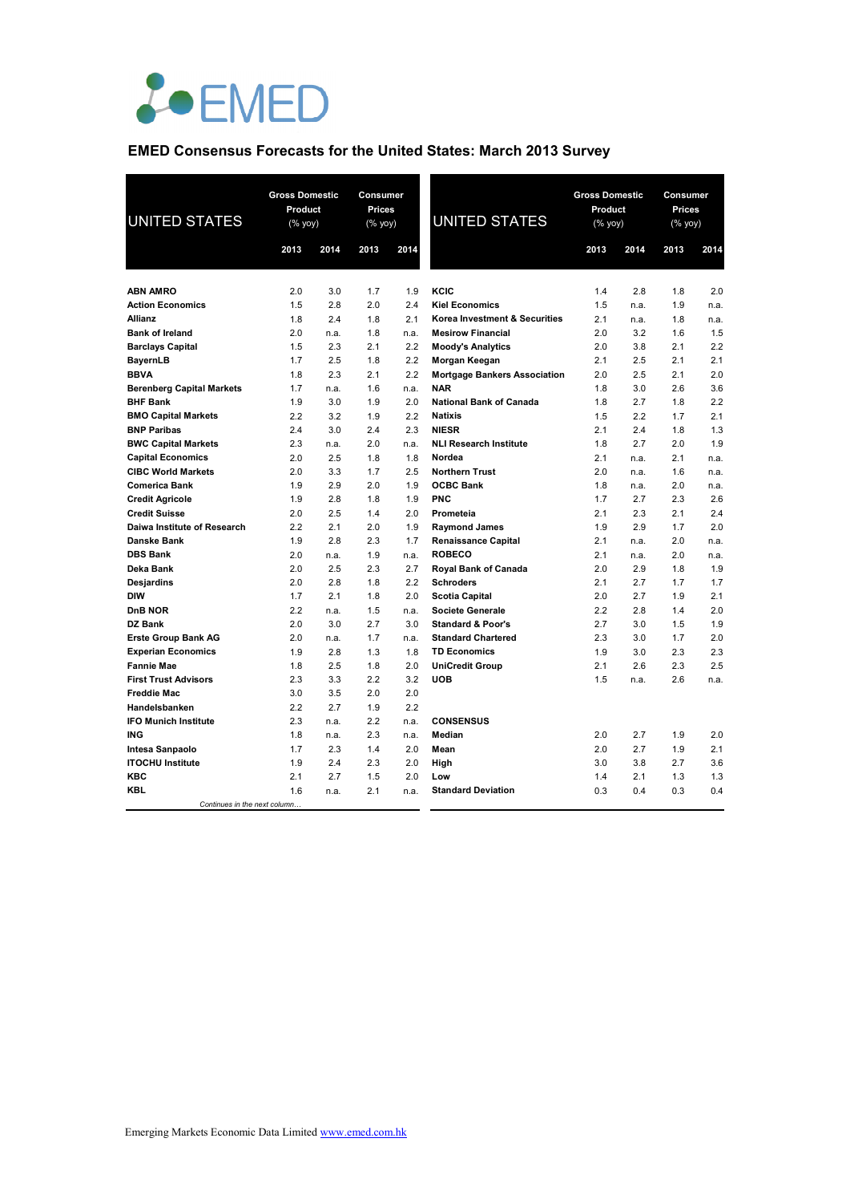EMED

## EMED Consensus Forecasts for the United States: March 2013 Survey

| UNITED STATES | Gross Domestic Product (% yoy) | | Consumer Prices (% yoy) | |
|---|---|---|---|---|
| | 2013 | 2014 | 2013 | 2014 |
| ABN AMRO | 2.0 | 3.0 | 1.7 | 1.9 |
| Action Economics | 1.5 | 2.8 | 2.0 | 2.4 |
| Allianz | 1.8 | 2.4 | 1.8 | 2.1 |
| Bank of Ireland | 2.0 | n.a. | 1.8 | n.a. |
| Barclays Capital | 1.5 | 2.3 | 2.1 | 2.2 |
| BayernLB | 1.7 | 2.5 | 1.8 | 2.2 |
| BBVA | 1.8 | 2.3 | 2.1 | 2.2 |
| Berenberg Capital Markets | 1.7 | n.a. | 1.6 | n.a. |
| BHF Bank | 1.9 | 3.0 | 1.9 | 2.0 |
| BMO Capital Markets | 2.2 | 3.2 | 1.9 | 2.2 |
| BNP Paribas | 2.4 | 3.0 | 2.4 | 2.3 |
| BWC Capital Markets | 2.3 | n.a. | 2.0 | n.a. |
| Capital Economics | 2.0 | 2.5 | 1.8 | 1.8 |
| CIBC World Markets | 2.0 | 3.3 | 1.7 | 2.5 |
| Comerica Bank | 1.9 | 2.9 | 2.0 | 1.9 |
| Credit Agricole | 1.9 | 2.8 | 1.8 | 1.9 |
| Credit Suisse | 2.0 | 2.5 | 1.4 | 2.0 |
| Daiwa Institute of Research | 2.2 | 2.1 | 2.0 | 1.9 |
| Danske Bank | 1.9 | 2.8 | 2.3 | 1.7 |
| DBS Bank | 2.0 | n.a. | 1.9 | n.a. |
| Deka Bank | 2.0 | 2.5 | 2.3 | 2.7 |
| Desjardins | 2.0 | 2.8 | 1.8 | 2.2 |
| DIW | 1.7 | 2.1 | 1.8 | 2.0 |
| DnB NOR | 2.2 | n.a. | 1.5 | n.a. |
| DZ Bank | 2.0 | 3.0 | 2.7 | 3.0 |
| Erste Group Bank AG | 2.0 | n.a. | 1.7 | n.a. |
| Experian Economics | 1.9 | 2.8 | 1.3 | 1.8 |
| Fannie Mae | 1.8 | 2.5 | 1.8 | 2.0 |
| First Trust Advisors | 2.3 | 3.3 | 2.2 | 3.2 |
| Freddie Mac | 3.0 | 3.5 | 2.0 | 2.0 |
| Handelsbanken | 2.2 | 2.7 | 1.9 | 2.2 |
| IFO Munich Institute | 2.3 | n.a. | 2.2 | n.a. |
| ING | 1.8 | n.a. | 2.3 | n.a. |
| Intesa Sanpaolo | 1.7 | 2.3 | 1.4 | 2.0 |
| ITOCHU Institute | 1.9 | 2.4 | 2.3 | 2.0 |
| KBC | 2.1 | 2.7 | 1.5 | 2.0 |
| KBL | 1.6 | n.a. | 2.1 | n.a. |
| KCIC | 1.4 | 2.8 | 1.8 | 2.0 |
| Kiel Economics | 1.5 | n.a. | 1.9 | n.a. |
| Korea Investment & Securities | 2.1 | n.a. | 1.8 | n.a. |
| Mesirow Financial | 2.0 | 3.2 | 1.6 | 1.5 |
| Moody's Analytics | 2.0 | 3.8 | 2.1 | 2.2 |
| Morgan Keegan | 2.1 | 2.5 | 2.1 | 2.1 |
| Mortgage Bankers Association | 2.0 | 2.5 | 2.1 | 2.0 |
| NAR | 1.8 | 3.0 | 2.6 | 3.6 |
| National Bank of Canada | 1.8 | 2.7 | 1.8 | 2.2 |
| Natixis | 1.5 | 2.2 | 1.7 | 2.1 |
| NIESR | 2.1 | 2.4 | 1.8 | 1.3 |
| NLI Research Institute | 1.8 | 2.7 | 2.0 | 1.9 |
| Nordea | 2.1 | n.a. | 2.1 | n.a. |
| Northern Trust | 2.0 | n.a. | 1.6 | n.a. |
| OCBC Bank | 1.8 | n.a. | 2.0 | n.a. |
| PNC | 1.7 | 2.7 | 2.3 | 2.6 |
| Prometeia | 2.1 | 2.3 | 2.1 | 2.4 |
| Raymond James | 1.9 | 2.9 | 1.7 | 2.0 |
| Renaissance Capital | 2.1 | n.a. | 2.0 | n.a. |
| ROBECO | 2.1 | n.a. | 2.0 | n.a. |
| Royal Bank of Canada | 2.0 | 2.9 | 1.8 | 1.9 |
| Schroders | 2.1 | 2.7 | 1.7 | 1.7 |
| Scotia Capital | 2.0 | 2.7 | 1.9 | 2.1 |
| Societe Generale | 2.2 | 2.8 | 1.4 | 2.0 |
| Standard & Poor's | 2.7 | 3.0 | 1.5 | 1.9 |
| Standard Chartered | 2.3 | 3.0 | 1.7 | 2.0 |
| TD Economics | 1.9 | 3.0 | 2.3 | 2.3 |
| UniCredit Group | 2.1 | 2.6 | 2.3 | 2.5 |
| UOB | 1.5 | n.a. | 2.6 | n.a. |
| **CONSENSUS** | | | | |
| Median | 2.0 | 2.7 | 1.9 | 2.0 |
| Mean | 2.0 | 2.7 | 1.9 | 2.1 |
| High | 3.0 | 3.8 | 2.7 | 3.6 |
| Low | 1.4 | 2.1 | 1.3 | 1.3 |
| Standard Deviation | 0.3 | 0.4 | 0.3 | 0.4 |

Emerging Markets Economic Data Limited [www.emed.com.hk](www.emed.com.hk)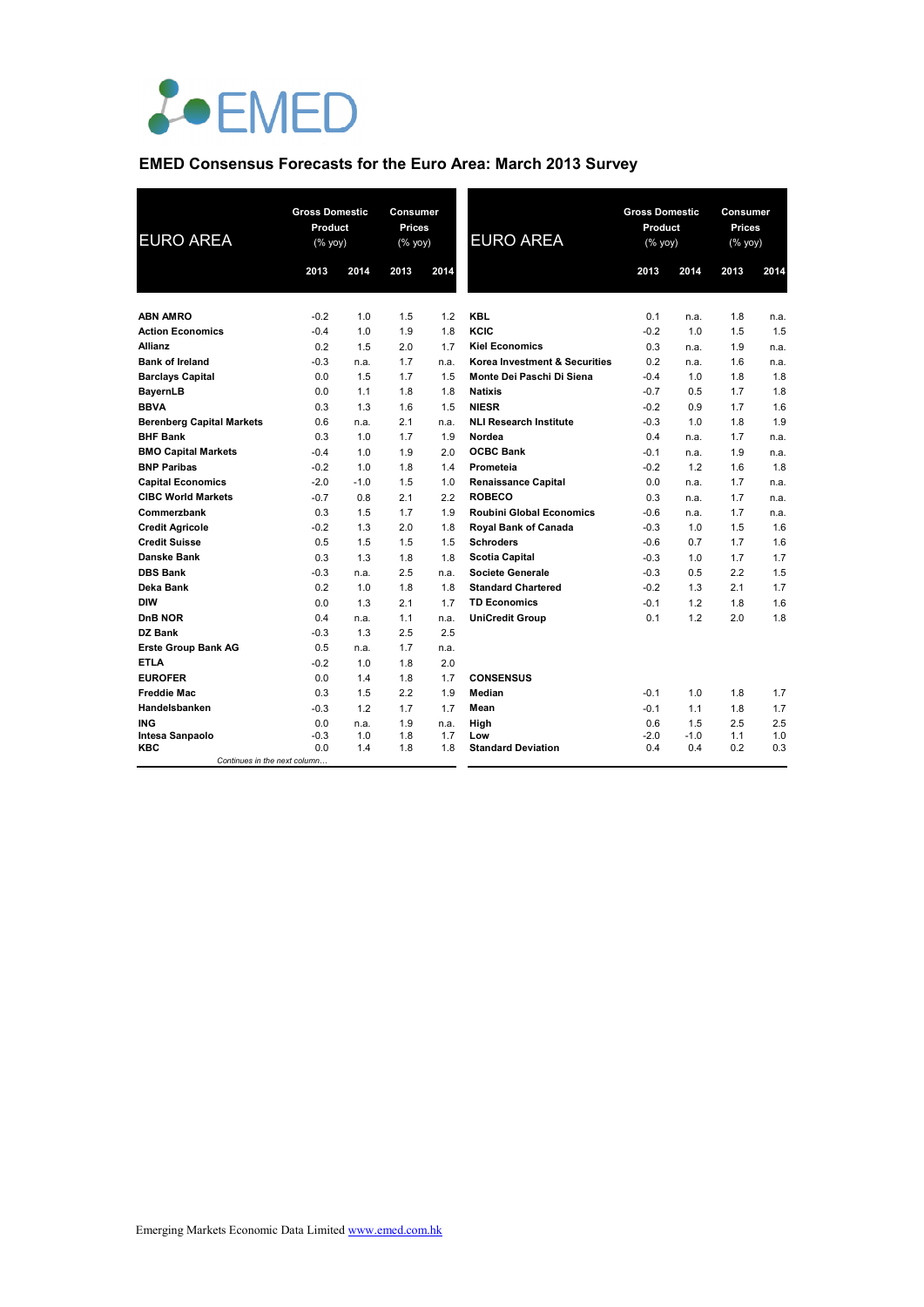EMED

## EMED Consensus Forecasts for the Euro Area: March 2013 Survey

| EURO AREA | Gross Domestic Product (% yoy) | | Consumer Prices (% yoy) | |
|---|---|---|---|---|
| | 2013 | 2014 | 2013 | 2014 |
| **ABN AMRO** | -0.2 | 1.0 | 1.5 | 1.2 |
| **Action Economics** | -0.4 | 1.0 | 1.9 | 1.8 |
| **Allianz** | 0.2 | 1.5 | 2.0 | 1.7 |
| **Bank of Ireland** | -0.3 | n.a. | 1.7 | n.a. |
| **Barclays Capital** | 0.0 | 1.5 | 1.7 | 1.5 |
| **BayernLB** | 0.0 | 1.1 | 1.8 | 1.8 |
| **BBVA** | 0.3 | 1.3 | 1.6 | 1.5 |
| **Berenberg Capital Markets** | 0.6 | n.a. | 2.1 | n.a. |
| **BHF Bank** | 0.3 | 1.0 | 1.7 | 1.9 |
| **BMO Capital Markets** | -0.4 | 1.0 | 1.9 | 2.0 |
| **BNP Paribas** | -0.2 | 1.0 | 1.8 | 1.4 |
| **Capital Economics** | -2.0 | -1.0 | 1.5 | 1.0 |
| **CIBC World Markets** | -0.7 | 0.8 | 2.1 | 2.2 |
| **Commerzbank** | 0.3 | 1.5 | 1.7 | 1.9 |
| **Credit Agricole** | -0.2 | 1.3 | 2.0 | 1.8 |
| **Credit Suisse** | 0.5 | 1.5 | 1.5 | 1.5 |
| **Danske Bank** | 0.3 | 1.3 | 1.8 | 1.8 |
| **DBS Bank** | -0.3 | n.a. | 2.5 | n.a. |
| **Deka Bank** | 0.2 | 1.0 | 1.8 | 1.8 |
| **DIW** | 0.0 | 1.3 | 2.1 | 1.7 |
| **DnB NOR** | 0.4 | n.a. | 1.1 | n.a. |
| **DZ Bank** | -0.3 | 1.3 | 2.5 | 2.5 |
| **Erste Group Bank AG** | 0.5 | n.a. | 1.7 | n.a. |
| **ETLA** | -0.2 | 1.0 | 1.8 | 2.0 |
| **EUROFER** | 0.0 | 1.4 | 1.8 | 1.7 |
| **Freddie Mac** | 0.3 | 1.5 | 2.2 | 1.9 |
| **Handelsbanken** | -0.3 | 1.2 | 1.7 | 1.7 |
| **ING** | 0.0 | n.a. | 1.9 | n.a. |
| **Intesa Sanpaolo** | -0.3 | 1.0 | 1.8 | 1.7 |
| **KBC** | 0.0 | 1.4 | 1.8 | 1.8 |
| **KBL** | 0.1 | n.a. | 1.8 | n.a. |
| **KCIC** | -0.2 | 1.0 | 1.5 | 1.5 |
| **Kiel Economics** | 0.3 | n.a. | 1.9 | n.a. |
| **Korea Investment & Securities** | 0.2 | n.a. | 1.6 | n.a. |
| **Monte Dei Paschi Di Siena** | -0.4 | 1.0 | 1.8 | 1.8 |
| **Natixis** | -0.7 | 0.5 | 1.7 | 1.8 |
| **NIESR** | -0.2 | 0.9 | 1.7 | 1.6 |
| **NLI Research Institute** | -0.3 | 1.0 | 1.8 | 1.9 |
| **Nordea** | 0.4 | n.a. | 1.7 | n.a. |
| **OCBC Bank** | -0.1 | n.a. | 1.9 | n.a. |
| **Prometeia** | -0.2 | 1.2 | 1.6 | 1.8 |
| **Renaissance Capital** | 0.0 | n.a. | 1.7 | n.a. |
| **ROBECO** | 0.3 | n.a. | 1.7 | n.a. |
| **Roubini Global Economics** | -0.6 | n.a. | 1.7 | n.a. |
| **Royal Bank of Canada** | -0.3 | 1.0 | 1.5 | 1.6 |
| **Schroders** | -0.6 | 0.7 | 1.7 | 1.6 |
| **Scotia Capital** | -0.3 | 1.0 | 1.7 | 1.7 |
| **Societe Generale** | -0.3 | 0.5 | 2.2 | 1.5 |
| **Standard Chartered** | -0.2 | 1.3 | 2.1 | 1.7 |
| **TD Economics** | -0.1 | 1.2 | 1.8 | 1.6 |
| **UniCredit Group** | 0.1 | 1.2 | 2.0 | 1.8 |
| **CONSENSUS** | | | | |
| **Median** | -0.1 | 1.0 | 1.8 | 1.7 |
| **Mean** | -0.1 | 1.1 | 1.8 | 1.7 |
| **High** | 0.6 | 1.5 | 2.5 | 2.5 |
| **Low** | -2.0 | -1.0 | 1.1 | 1.0 |
| **Standard Deviation** | 0.4 | 0.4 | 0.2 | 0.3 |

*Continues in the next column…*

Emerging Markets Economic Data Limited www.emed.com.hk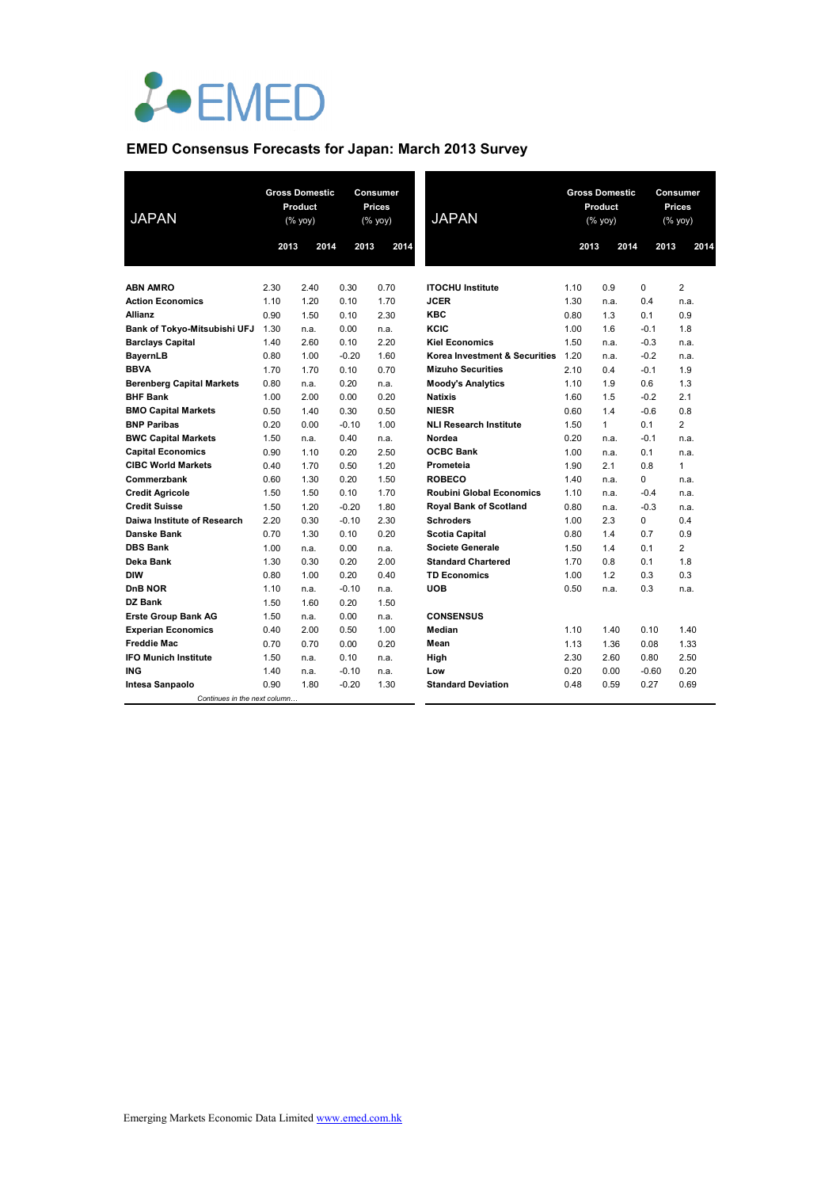# EMED Consensus Forecasts for Japan: March 2013 Survey

| JAPAN | Gross Domestic Product (% yoy) | | Consumer Prices (% yoy) | |
|---|---|---|---|---|
| | 2013 | 2014 | 2013 | 2014 |
| **ABN AMRO** | 2.30 | 2.40 | 0.30 | 0.70 |
| **Action Economics** | 1.10 | 1.20 | 0.10 | 1.70 |
| **Allianz** | 0.90 | 1.50 | 0.10 | 2.30 |
| **Bank of Tokyo-Mitsubishi UFJ** | 1.30 | n.a. | 0.00 | n.a. |
| **Barclays Capital** | 1.40 | 2.60 | 0.10 | 2.20 |
| **BayernLB** | 0.80 | 1.00 | -0.20 | 1.60 |
| **BBVA** | 1.70 | 1.70 | 0.10 | 0.70 |
| **Berenberg Capital Markets** | 0.80 | n.a. | 0.20 | n.a. |
| **BHF Bank** | 1.00 | 2.00 | 0.00 | 0.20 |
| **BMO Capital Markets** | 0.50 | 1.40 | 0.30 | 0.50 |
| **BNP Paribas** | 0.20 | 0.00 | -0.10 | 1.00 |
| **BWC Capital Markets** | 1.50 | n.a. | 0.40 | n.a. |
| **Capital Economics** | 0.90 | 1.10 | 0.20 | 2.50 |
| **CIBC World Markets** | 0.40 | 1.70 | 0.50 | 1.20 |
| **Commerzbank** | 0.60 | 1.30 | 0.20 | 1.50 |
| **Credit Agricole** | 1.50 | 1.50 | 0.10 | 1.70 |
| **Credit Suisse** | 1.50 | 1.20 | -0.20 | 1.80 |
| **Daiwa Institute of Research** | 2.20 | 0.30 | -0.10 | 2.30 |
| **Danske Bank** | 0.70 | 1.30 | 0.10 | 0.20 |
| **DBS Bank** | 1.00 | n.a. | 0.00 | n.a. |
| **Deka Bank** | 1.30 | 0.30 | 0.20 | 2.00 |
| **DIW** | 0.80 | 1.00 | 0.20 | 0.40 |
| **DnB NOR** | 1.10 | n.a. | -0.10 | n.a. |
| **DZ Bank** | 1.50 | 1.60 | 0.20 | 1.50 |
| **Erste Group Bank AG** | 1.50 | n.a. | 0.00 | n.a. |
| **Experian Economics** | 0.40 | 2.00 | 0.50 | 1.00 |
| **Freddie Mac** | 0.70 | 0.70 | 0.00 | 0.20 |
| **IFO Munich Institute** | 1.50 | n.a. | 0.10 | n.a. |
| **ING** | 1.40 | n.a. | -0.10 | n.a. |
| **Intesa Sanpaolo** | 0.90 | 1.80 | -0.20 | 1.30 |
| **ITOCHU Institute** | 1.10 | 0.9 | 0 | 2 |
| **JCER** | 1.30 | n.a. | 0.4 | n.a. |
| **KBC** | 0.80 | 1.3 | 0.1 | 0.9 |
| **KCIC** | 1.00 | 1.6 | -0.1 | 1.8 |
| **Kiel Economics** | 1.50 | n.a. | -0.3 | n.a. |
| **Korea Investment & Securities** | 1.20 | n.a. | -0.2 | n.a. |
| **Mizuho Securities** | 2.10 | 0.4 | -0.1 | 1.9 |
| **Moody's Analytics** | 1.10 | 1.9 | 0.6 | 1.3 |
| **Natixis** | 1.60 | 1.5 | -0.2 | 2.1 |
| **NIESR** | 0.60 | 1.4 | -0.6 | 0.8 |
| **NLI Research Institute** | 1.50 | 1 | 0.1 | 2 |
| **Nordea** | 0.20 | n.a. | -0.1 | n.a. |
| **OCBC Bank** | 1.00 | n.a. | 0.1 | n.a. |
| **Prometeia** | 1.90 | 2.1 | 0.8 | 1 |
| **ROBECO** | 1.40 | n.a. | 0 | n.a. |
| **Roubini Global Economics** | 1.10 | n.a. | -0.4 | n.a. |
| **Royal Bank of Scotland** | 0.80 | n.a. | -0.3 | n.a. |
| **Schroders** | 1.00 | 2.3 | 0 | 0.4 |
| **Scotia Capital** | 0.80 | 1.4 | 0.7 | 0.9 |
| **Societe Generale** | 1.50 | 1.4 | 0.1 | 2 |
| **Standard Chartered** | 1.70 | 0.8 | 0.1 | 1.8 |
| **TD Economics** | 1.00 | 1.2 | 0.3 | 0.3 |
| **UOB** | 0.50 | n.a. | 0.3 | n.a. |
| **CONSENSUS** | | | | |
| **Median** | 1.10 | 1.40 | 0.10 | 1.40 |
| **Mean** | 1.13 | 1.36 | 0.08 | 1.33 |
| **High** | 2.30 | 2.60 | 0.80 | 2.50 |
| **Low** | 0.20 | 0.00 | -0.60 | 0.20 |
| **Standard Deviation** | 0.48 | 0.59 | 0.27 | 0.69 |

*Continues in the next column…*

Emerging Markets Economic Data Limited www.emed.com.hk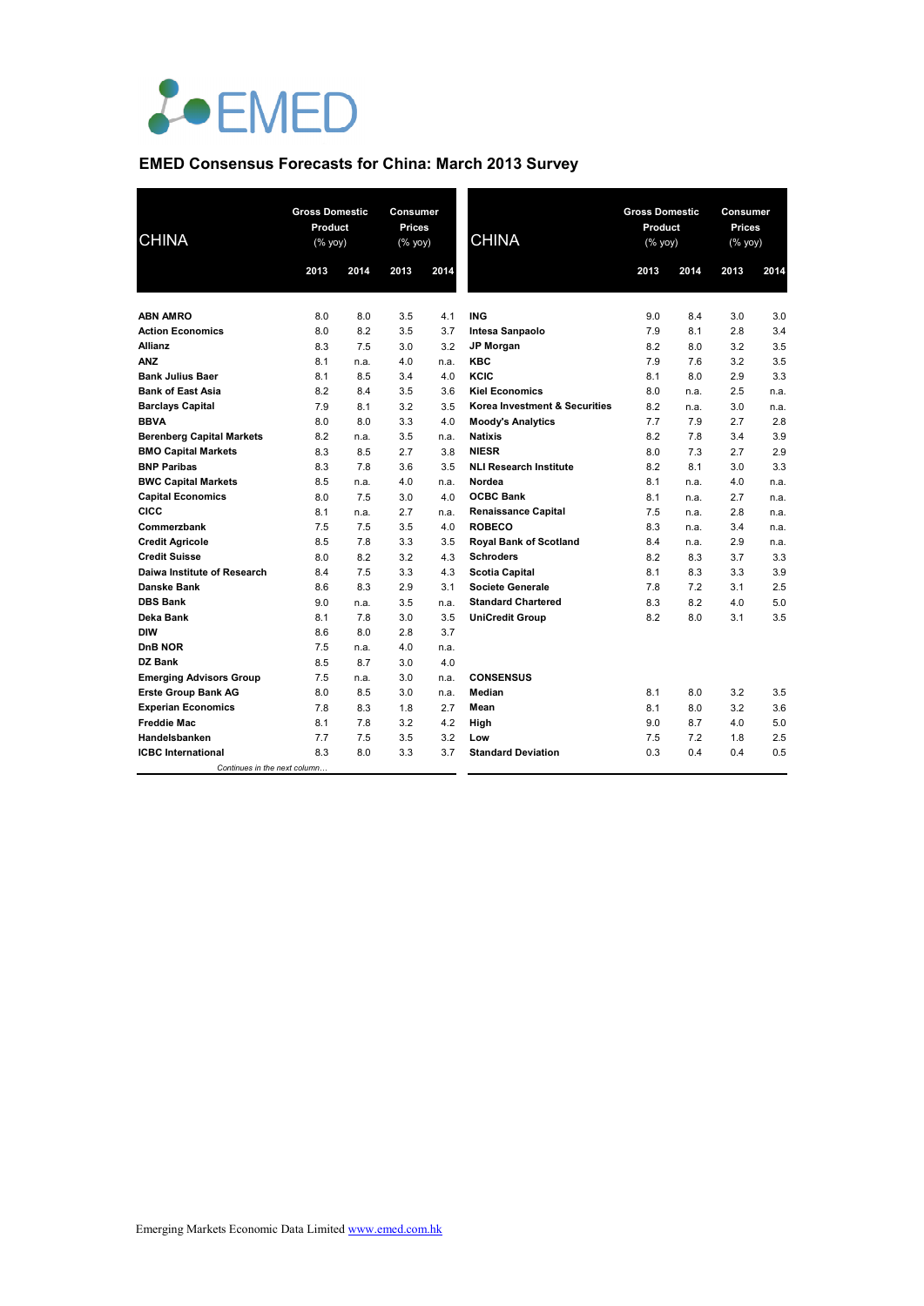EMED

## EMED Consensus Forecasts for China: March 2013 Survey

| CHINA | Gross Domestic Product (% yoy) | | Consumer Prices (% yoy) | |
|---|---|---|---|---|
| | 2013 | 2014 | 2013 | 2014 |
| **ABN AMRO** | 8.0 | 8.0 | 3.5 | 4.1 |
| **Action Economics** | 8.0 | 8.2 | 3.5 | 3.7 |
| **Allianz** | 8.3 | 7.5 | 3.0 | 3.2 |
| **ANZ** | 8.1 | n.a. | 4.0 | n.a. |
| **Bank Julius Baer** | 8.1 | 8.5 | 3.4 | 4.0 |
| **Bank of East Asia** | 8.2 | 8.4 | 3.5 | 3.6 |
| **Barclays Capital** | 7.9 | 8.1 | 3.2 | 3.5 |
| **BBVA** | 8.0 | 8.0 | 3.3 | 4.0 |
| **Berenberg Capital Markets** | 8.2 | n.a. | 3.5 | n.a. |
| **BMO Capital Markets** | 8.3 | 8.5 | 2.7 | 3.8 |
| **BNP Paribas** | 8.3 | 7.8 | 3.6 | 3.5 |
| **BWC Capital Markets** | 8.5 | n.a. | 4.0 | n.a. |
| **Capital Economics** | 8.0 | 7.5 | 3.0 | 4.0 |
| **CICC** | 8.1 | n.a. | 2.7 | n.a. |
| **Commerzbank** | 7.5 | 7.5 | 3.5 | 4.0 |
| **Credit Agricole** | 8.5 | 7.8 | 3.3 | 3.5 |
| **Credit Suisse** | 8.0 | 8.2 | 3.2 | 4.3 |
| **Daiwa Institute of Research** | 8.4 | 7.5 | 3.3 | 4.3 |
| **Danske Bank** | 8.6 | 8.3 | 2.9 | 3.1 |
| **DBS Bank** | 9.0 | n.a. | 3.5 | n.a. |
| **Deka Bank** | 8.1 | 7.8 | 3.0 | 3.5 |
| **DIW** | 8.6 | 8.0 | 2.8 | 3.7 |
| **DnB NOR** | 7.5 | n.a. | 4.0 | n.a. |
| **DZ Bank** | 8.5 | 8.7 | 3.0 | 4.0 |
| **Emerging Advisors Group** | 7.5 | n.a. | 3.0 | n.a. |
| **Erste Group Bank AG** | 8.0 | 8.5 | 3.0 | n.a. |
| **Experian Economics** | 7.8 | 8.3 | 1.8 | 2.7 |
| **Freddie Mac** | 8.1 | 7.8 | 3.2 | 4.2 |
| **Handelsbanken** | 7.7 | 7.5 | 3.5 | 3.2 |
| **ICBC International** | 8.3 | 8.0 | 3.3 | 3.7 |
| **ING** | 9.0 | 8.4 | 3.0 | 3.0 |
| **Intesa Sanpaolo** | 7.9 | 8.1 | 2.8 | 3.4 |
| **JP Morgan** | 8.2 | 8.0 | 3.2 | 3.5 |
| **KBC** | 7.9 | 7.6 | 3.2 | 3.5 |
| **KCIC** | 8.1 | 8.0 | 2.9 | 3.3 |
| **Kiel Economics** | 8.0 | n.a. | 2.5 | n.a. |
| **Korea Investment & Securities** | 8.2 | n.a. | 3.0 | n.a. |
| **Moody's Analytics** | 7.7 | 7.9 | 2.7 | 2.8 |
| **Natixis** | 8.2 | 7.8 | 3.4 | 3.9 |
| **NIESR** | 8.0 | 7.3 | 2.7 | 2.9 |
| **NLI Research Institute** | 8.2 | 8.1 | 3.0 | 3.3 |
| **Nordea** | 8.1 | n.a. | 4.0 | n.a. |
| **OCBC Bank** | 8.1 | n.a. | 2.7 | n.a. |
| **Renaissance Capital** | 7.5 | n.a. | 2.8 | n.a. |
| **ROBECO** | 8.3 | n.a. | 3.4 | n.a. |
| **Royal Bank of Scotland** | 8.4 | n.a. | 2.9 | n.a. |
| **Schroders** | 8.2 | 8.3 | 3.7 | 3.3 |
| **Scotia Capital** | 8.1 | 8.3 | 3.3 | 3.9 |
| **Societe Generale** | 7.8 | 7.2 | 3.1 | 2.5 |
| **Standard Chartered** | 8.3 | 8.2 | 4.0 | 5.0 |
| **UniCredit Group** | 8.2 | 8.0 | 3.1 | 3.5 |
| **CONSENSUS** | | | | |
| **Median** | 8.1 | 8.0 | 3.2 | 3.5 |
| **Mean** | 8.1 | 8.0 | 3.2 | 3.6 |
| **High** | 9.0 | 8.7 | 4.0 | 5.0 |
| **Low** | 7.5 | 7.2 | 1.8 | 2.5 |
| **Standard Deviation** | 0.3 | 0.4 | 0.4 | 0.5 |

Emerging Markets Economic Data Limited [www.emed.com.hk](www.emed.com.hk)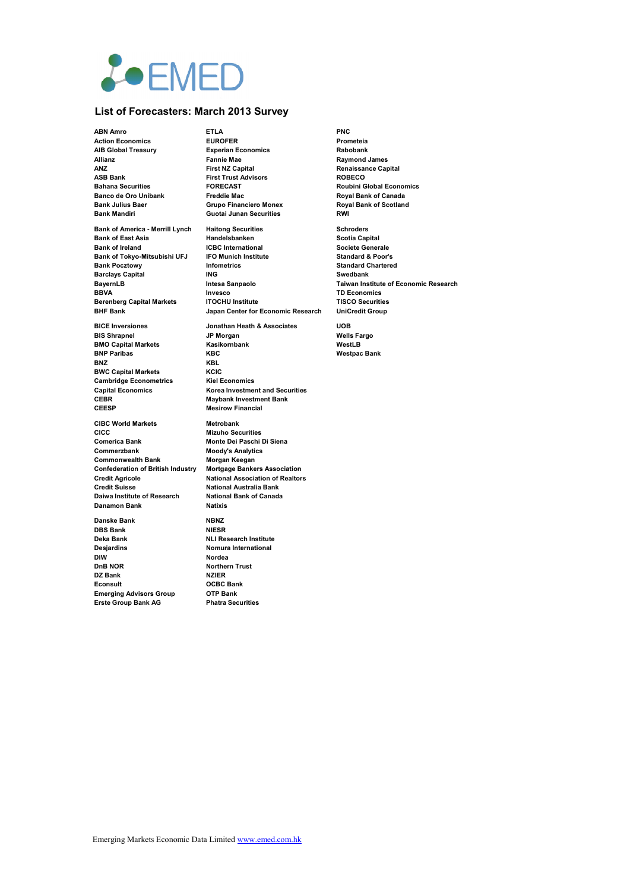# List of Forecasters: March 2013 Survey

ABN Amro
Action Economics
AIB Global Treasury
Allianz
ANZ
ASB Bank
Bahana Securities
Banco de Oro Unibank
Bank Julius Baer
Bank Mandiri

Bank of America - Merrill Lynch
Bank of East Asia
Bank of Ireland
Bank of Tokyo-Mitsubishi UFJ
Bank Pocztowy
Barclays Capital
BayernLB
BBVA
Berenberg Capital Markets
BHF Bank

BICE Inversiones
BIS Shrapnel
BMO Capital Markets
BNP Paribas
BNZ
BWC Capital Markets
Cambridge Econometrics
Capital Economics
CEBR
CEESP

CIBC World Markets
CICC
Comerica Bank
Commerzbank
Commonwealth Bank
Confederation of British Industry
Credit Agricole
Credit Suisse
Daiwa Institute of Research
Danamon Bank

Danske Bank
DBS Bank
Deka Bank
Desjardins
DIW
DnB NOR
DZ Bank
Econsult
Emerging Advisors Group
Erste Group Bank AG

ETLA
EUROFER
Experian Economics
Fannie Mae
First NZ Capital
First Trust Advisors
FORECAST
Freddie Mac
Grupo Financiero Monex
Guotai Junan Securities

Haitong Securities
Handelsbanken
ICBC International
IFO Munich Institute
Infometrics
ING
Intesa Sanpaolo
Invesco
ITOCHU Institute
Japan Center for Economic Research

Jonathan Heath & Associates
JP Morgan
Kasikornbank
KBC
KBL
KCIC
Kiel Economics
Korea Investment and Securities
Maybank Investment Bank
Mesirow Financial

Metrobank
Mizuho Securities
Monte Dei Paschi Di Siena
Moody's Analytics
Morgan Keegan
Mortgage Bankers Association
National Association of Realtors
National Australia Bank
National Bank of Canada
Natixis

NBNZ
NIESR
NLI Research Institute
Nomura International
Nordea
Northern Trust
NZIER
OCBC Bank
OTP Bank
Phatra Securities

PNC
Prometeia
Rabobank
Raymond James
Renaissance Capital
ROBECO
Roubini Global Economics
Royal Bank of Canada
Royal Bank of Scotland
RWI

Schroders
Scotia Capital
Societe Generale
Standard & Poor's
Standard Chartered
Swedbank
Taiwan Institute of Economic Research
TD Economics
TISCO Securities
UniCredit Group

UOB
Wells Fargo
WestLB
Westpac Bank